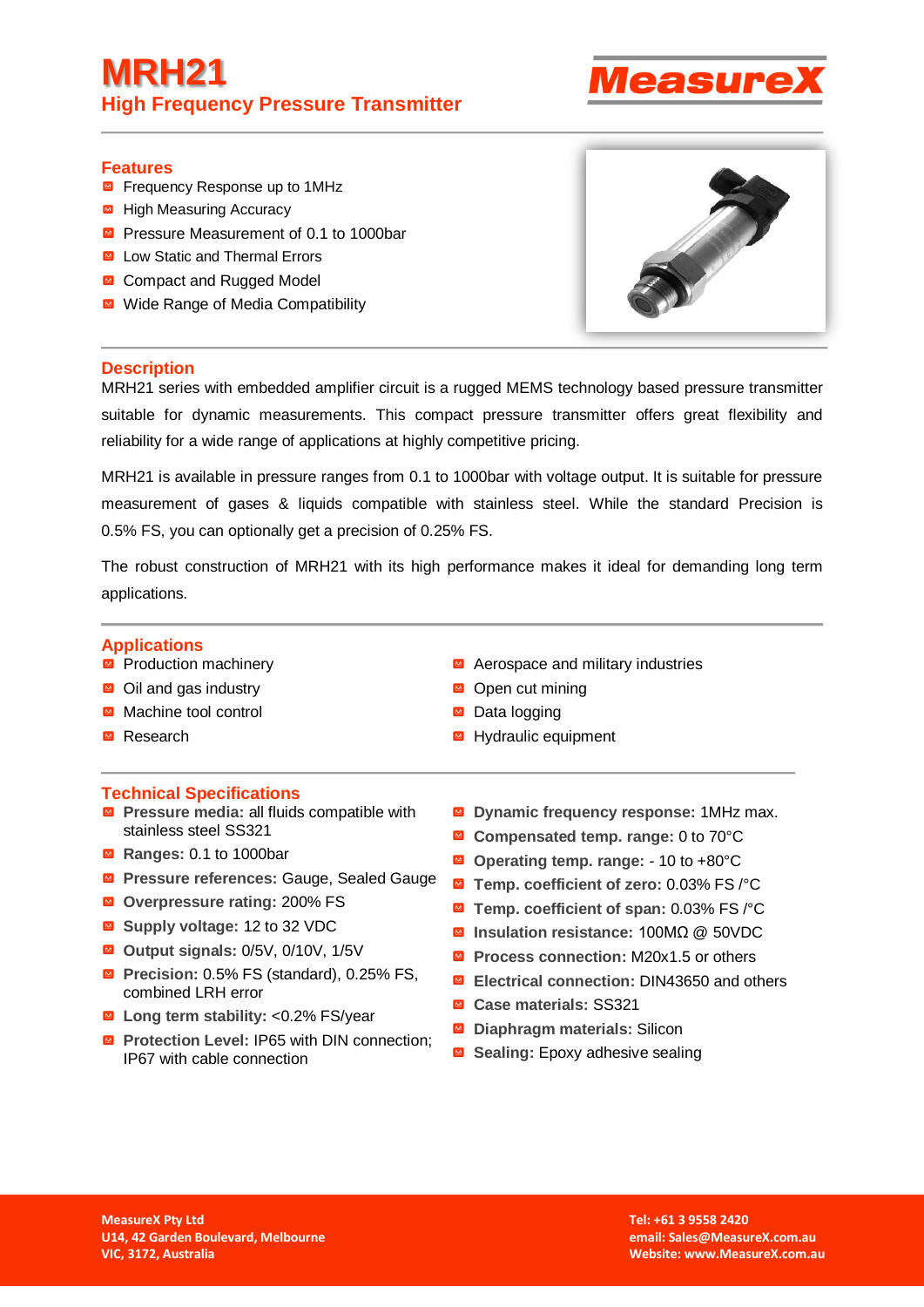# MRH21

## High Frequency Pressure Transmitter

MeasureX

### Features

- Frequency Response up to 1MHz
- High Measuring Accuracy
- Pressure Measurement of 0.1 to 1000bar
- Low Static and Thermal Errors
- Compact and Rugged Model
- Wide Range of Media Compatibility

### Description

MRH21 series with embedded amplifier circuit is a rugged MEMS technology based pressure transmitter suitable for dynamic measurements. This compact pressure transmitter offers great flexibility and reliability for a wide range of applications at highly competitive pricing.

MRH21 is available in pressure ranges from 0.1 to 1000bar with voltage output. It is suitable for pressure measurement of gases & liquids compatible with stainless steel. While the standard Precision is 0.5% FS, you can optionally get a precision of 0.25% FS.

The robust construction of MRH21 with its high performance makes it ideal for demanding long term applications.

### Applications

- Production machinery
- Oil and gas industry
- Machine tool control
- Research
- Aerospace and military industries
- Open cut mining
- Data logging
- Hydraulic equipment

### Technical Specifications

- **Pressure media:** all fluids compatible with stainless steel SS321
- **Ranges:** 0.1 to 1000bar
- **Pressure references:** Gauge, Sealed Gauge
- **Overpressure rating:** 200% FS
- **Supply voltage:** 12 to 32 VDC
- **Output signals:** 0/5V, 0/10V, 1/5V
- **Precision:** 0.5% FS (standard), 0.25% FS, combined LRH error
- **Long term stability:** <0.2% FS/year
- **Protection Level:** IP65 with DIN connection; IP67 with cable connection
- **Dynamic frequency response:** 1MHz max.
- **Compensated temp. range:** 0 to 70°C
- **Operating temp. range:** - 10 to +80°C
- **Temp. coefficient of zero:** 0.03% FS /°C
- **Temp. coefficient of span:** 0.03% FS /°C
- **Insulation resistance:** 100MΩ @ 50VDC
- **Process connection:** M20x1.5 or others
- **Electrical connection:** DIN43650 and others
- **Case materials:** SS321
- **Diaphragm materials:** Silicon
- **Sealing:** Epoxy adhesive sealing

**MeasureX Pty Ltd**
**U14, 42 Garden Boulevard, Melbourne**
**VIC, 3172, Australia**

**Tel: +61 3 9558 2420**
**email: Sales@MeasureX.com.au**
**Website: www.MeasureX.com.au**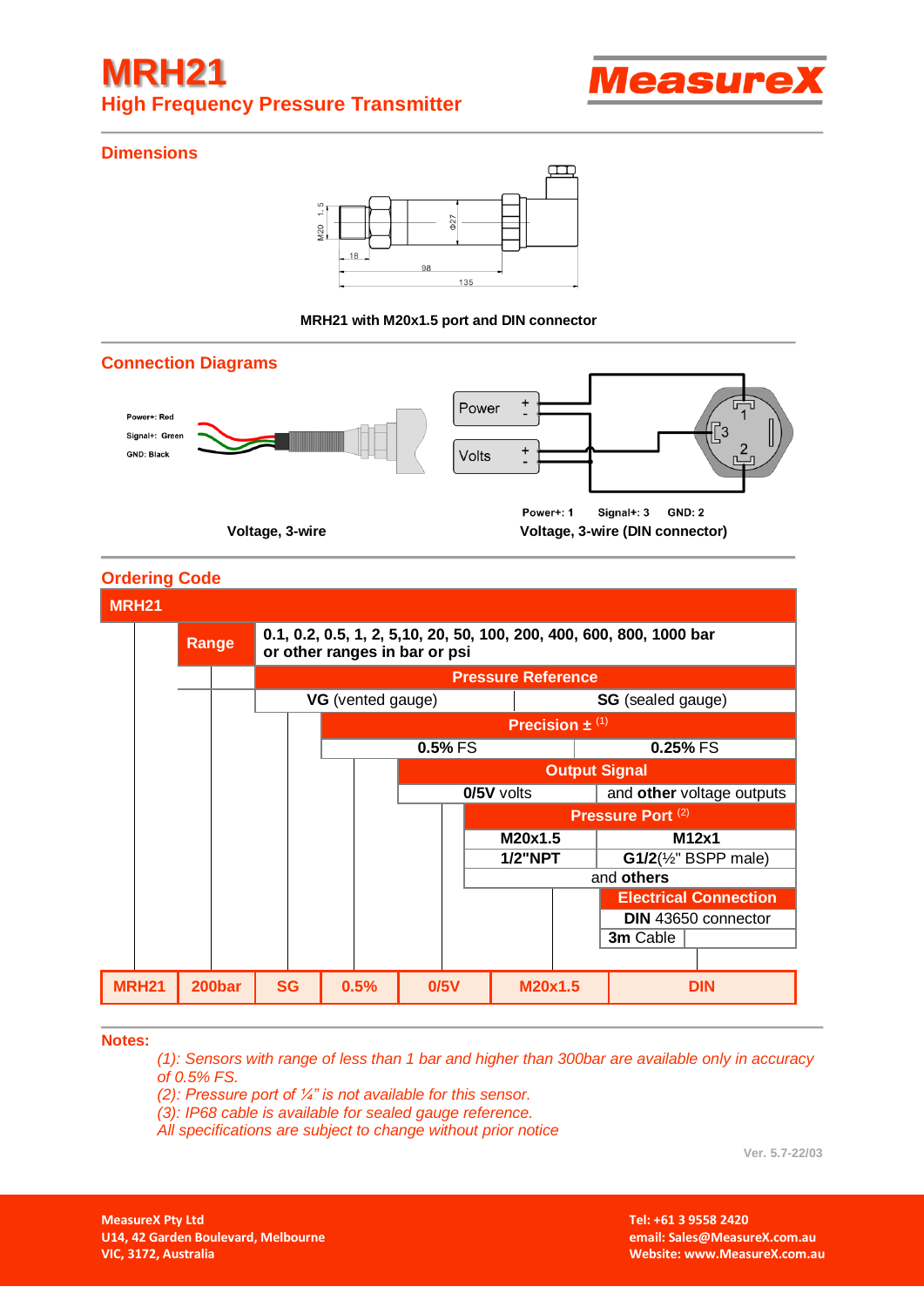# MRH21

## High Frequency Pressure Transmitter

### Dimensions

M20 1.5

Φ27

18

98

135

MRH21 with M20x1.5 port and DIN connector

### Connection Diagrams

Power+: Red
Signal+: Green
GND: Black

Voltage, 3-wire

Power + -
Volts + -

Power+: 1 Signal+: 3 GND: 2

Voltage, 3-wire (DIN connector)

### Ordering Code

**MRH21**

**Range**: 0.1, 0.2, 0.5, 1, 2, 5,10, 20, 50, 100, 200, 400, 600, 800, 1000 bar or other ranges in bar or psi

| Pressure Reference | |
|---|---|
| **VG** (vented gauge) | **SG** (sealed gauge) |

| Precision ± (1) | |
|---|---|
| **0.5%** FS | **0.25%** FS |

| Output Signal | |
|---|---|
| **0/5V** volts | and **other** voltage outputs |

| Pressure Port (2) | |
|---|---|
| **M20x1.5** | **M12x1** |
| **1/2"NPT** | **G1/2**(½" BSPP male) |
| and **others** | |

| Electrical Connection |
|---|
| **DIN** 43650 connector |
| **3m** Cable |

| MRH21 | 200bar | SG | 0.5% | 0/5V | M20x1.5 | DIN |
|---|---|---|---|---|---|---|

### Notes:

*(1): Sensors with range of less than 1 bar and higher than 300bar are available only in accuracy of 0.5% FS.*
*(2): Pressure port of ¼" is not available for this sensor.*
*(3): IP68 cable is available for sealed gauge reference.*
*All specifications are subject to change without prior notice*

Ver. 5.7-22/03

MeasureX Pty Ltd
U14, 42 Garden Boulevard, Melbourne
VIC, 3172, Australia

Tel: +61 3 9558 2420
email: Sales@MeasureX.com.au
Website: www.MeasureX.com.au